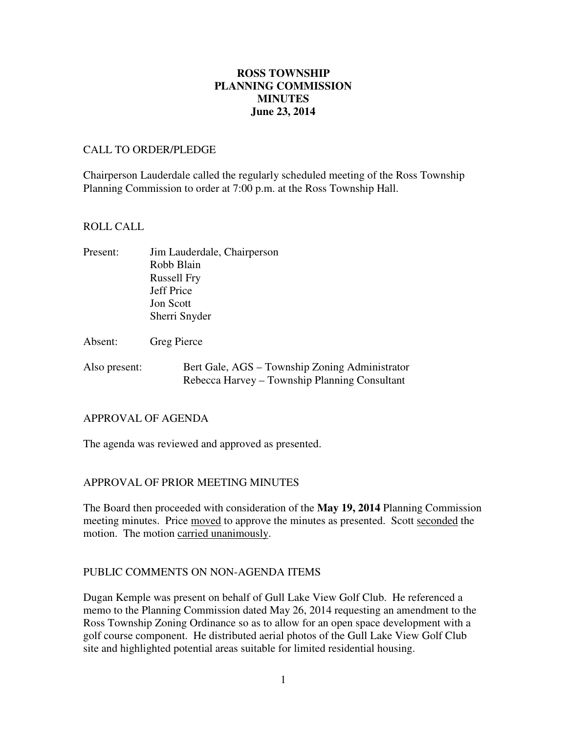# ROSS TOWNSHIP
# PLANNING COMMISSION
# MINUTES
# June 23, 2014

## CALL TO ORDER/PLEDGE

Chairperson Lauderdale called the regularly scheduled meeting of the Ross Township Planning Commission to order at 7:00 p.m. at the Ross Township Hall.

## ROLL CALL

Present: Jim Lauderdale, Chairperson
Robb Blain
Russell Fry
Jeff Price
Jon Scott
Sherri Snyder

Absent: Greg Pierce

Also present: Bert Gale, AGS – Township Zoning Administrator
Rebecca Harvey – Township Planning Consultant

## APPROVAL OF AGENDA

The agenda was reviewed and approved as presented.

## APPROVAL OF PRIOR MEETING MINUTES

The Board then proceeded with consideration of the **May 19, 2014** Planning Commission meeting minutes. Price moved to approve the minutes as presented. Scott seconded the motion. The motion carried unanimously.

## PUBLIC COMMENTS ON NON-AGENDA ITEMS

Dugan Kemple was present on behalf of Gull Lake View Golf Club. He referenced a memo to the Planning Commission dated May 26, 2014 requesting an amendment to the Ross Township Zoning Ordinance so as to allow for an open space development with a golf course component. He distributed aerial photos of the Gull Lake View Golf Club site and highlighted potential areas suitable for limited residential housing.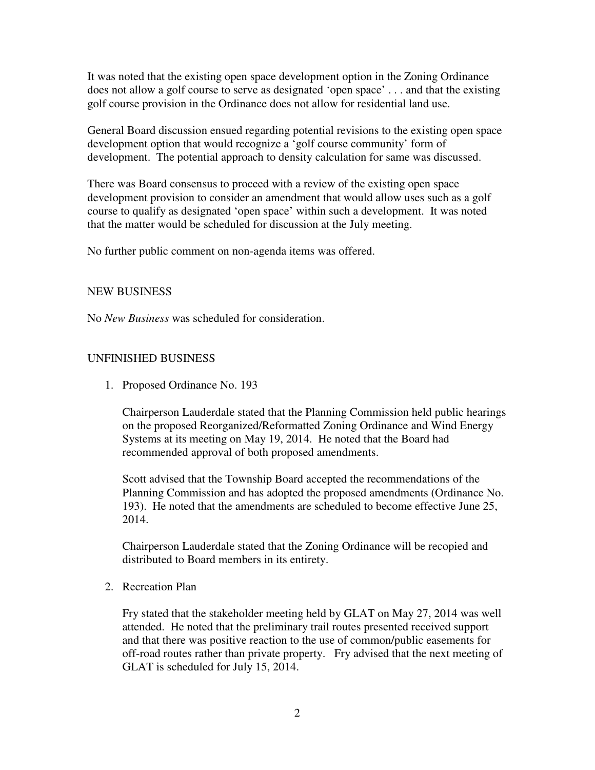It was noted that the existing open space development option in the Zoning Ordinance does not allow a golf course to serve as designated 'open space' . . . and that the existing golf course provision in the Ordinance does not allow for residential land use.

General Board discussion ensued regarding potential revisions to the existing open space development option that would recognize a 'golf course community' form of development. The potential approach to density calculation for same was discussed.

There was Board consensus to proceed with a review of the existing open space development provision to consider an amendment that would allow uses such as a golf course to qualify as designated 'open space' within such a development. It was noted that the matter would be scheduled for discussion at the July meeting.

No further public comment on non-agenda items was offered.

## NEW BUSINESS

No *New Business* was scheduled for consideration.

## UNFINISHED BUSINESS

1. Proposed Ordinance No. 193

   Chairperson Lauderdale stated that the Planning Commission held public hearings on the proposed Reorganized/Reformatted Zoning Ordinance and Wind Energy Systems at its meeting on May 19, 2014. He noted that the Board had recommended approval of both proposed amendments.

   Scott advised that the Township Board accepted the recommendations of the Planning Commission and has adopted the proposed amendments (Ordinance No. 193). He noted that the amendments are scheduled to become effective June 25, 2014.

   Chairperson Lauderdale stated that the Zoning Ordinance will be recopied and distributed to Board members in its entirety.

2. Recreation Plan

   Fry stated that the stakeholder meeting held by GLAT on May 27, 2014 was well attended. He noted that the preliminary trail routes presented received support and that there was positive reaction to the use of common/public easements for off-road routes rather than private property. Fry advised that the next meeting of GLAT is scheduled for July 15, 2014.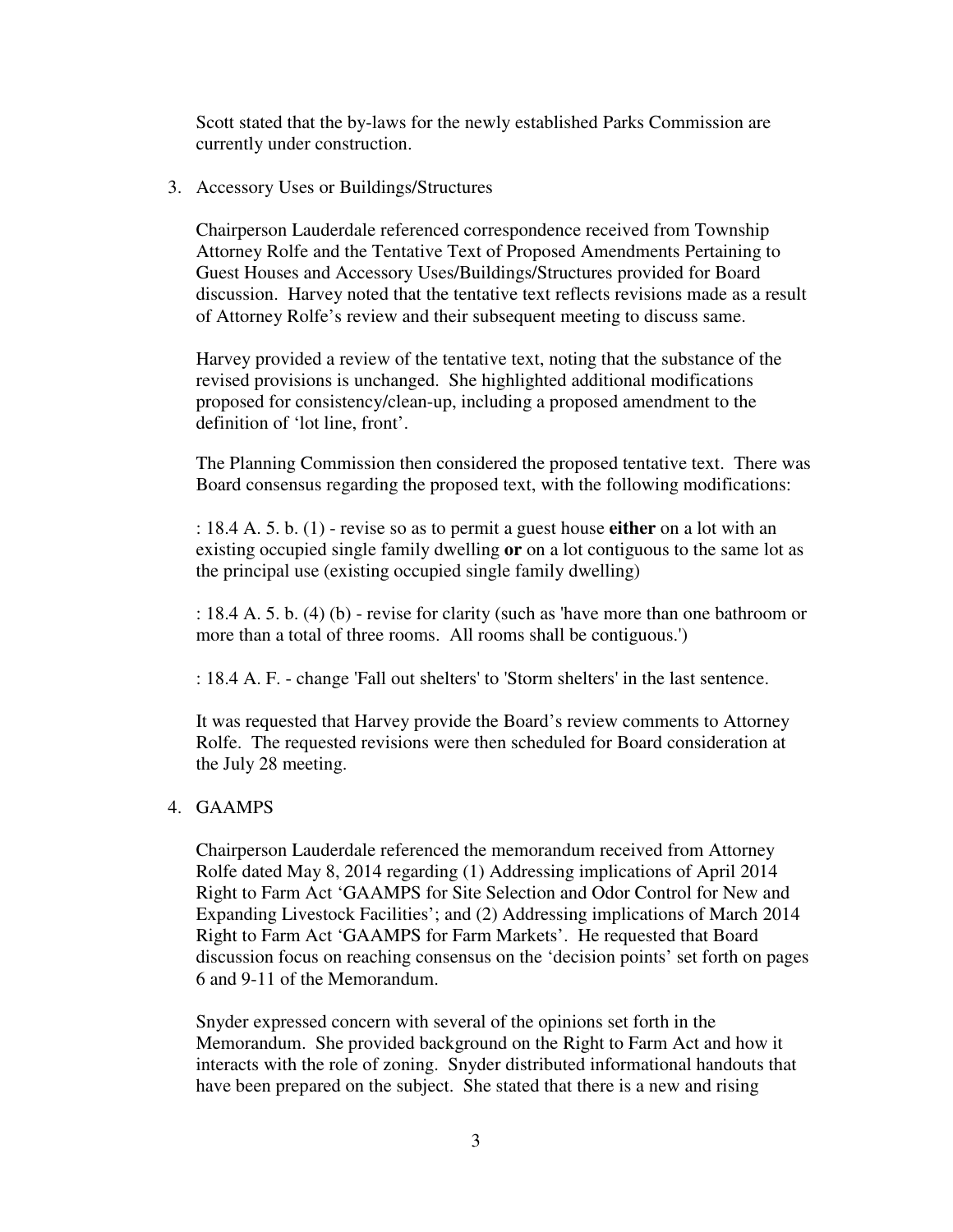Scott stated that the by-laws for the newly established Parks Commission are currently under construction.

3. Accessory Uses or Buildings/Structures

   Chairperson Lauderdale referenced correspondence received from Township Attorney Rolfe and the Tentative Text of Proposed Amendments Pertaining to Guest Houses and Accessory Uses/Buildings/Structures provided for Board discussion. Harvey noted that the tentative text reflects revisions made as a result of Attorney Rolfe's review and their subsequent meeting to discuss same.

   Harvey provided a review of the tentative text, noting that the substance of the revised provisions is unchanged. She highlighted additional modifications proposed for consistency/clean-up, including a proposed amendment to the definition of 'lot line, front'.

   The Planning Commission then considered the proposed tentative text. There was Board consensus regarding the proposed text, with the following modifications:

   : 18.4 A. 5. b. (1) - revise so as to permit a guest house **either** on a lot with an existing occupied single family dwelling **or** on a lot contiguous to the same lot as the principal use (existing occupied single family dwelling)

   : 18.4 A. 5. b. (4) (b) - revise for clarity (such as 'have more than one bathroom or more than a total of three rooms. All rooms shall be contiguous.')

   : 18.4 A. F. - change 'Fall out shelters' to 'Storm shelters' in the last sentence.

   It was requested that Harvey provide the Board's review comments to Attorney Rolfe. The requested revisions were then scheduled for Board consideration at the July 28 meeting.

4. GAAMPS

   Chairperson Lauderdale referenced the memorandum received from Attorney Rolfe dated May 8, 2014 regarding (1) Addressing implications of April 2014 Right to Farm Act 'GAAMPS for Site Selection and Odor Control for New and Expanding Livestock Facilities'; and (2) Addressing implications of March 2014 Right to Farm Act 'GAAMPS for Farm Markets'. He requested that Board discussion focus on reaching consensus on the 'decision points' set forth on pages 6 and 9-11 of the Memorandum.

   Snyder expressed concern with several of the opinions set forth in the Memorandum. She provided background on the Right to Farm Act and how it interacts with the role of zoning. Snyder distributed informational handouts that have been prepared on the subject. She stated that there is a new and rising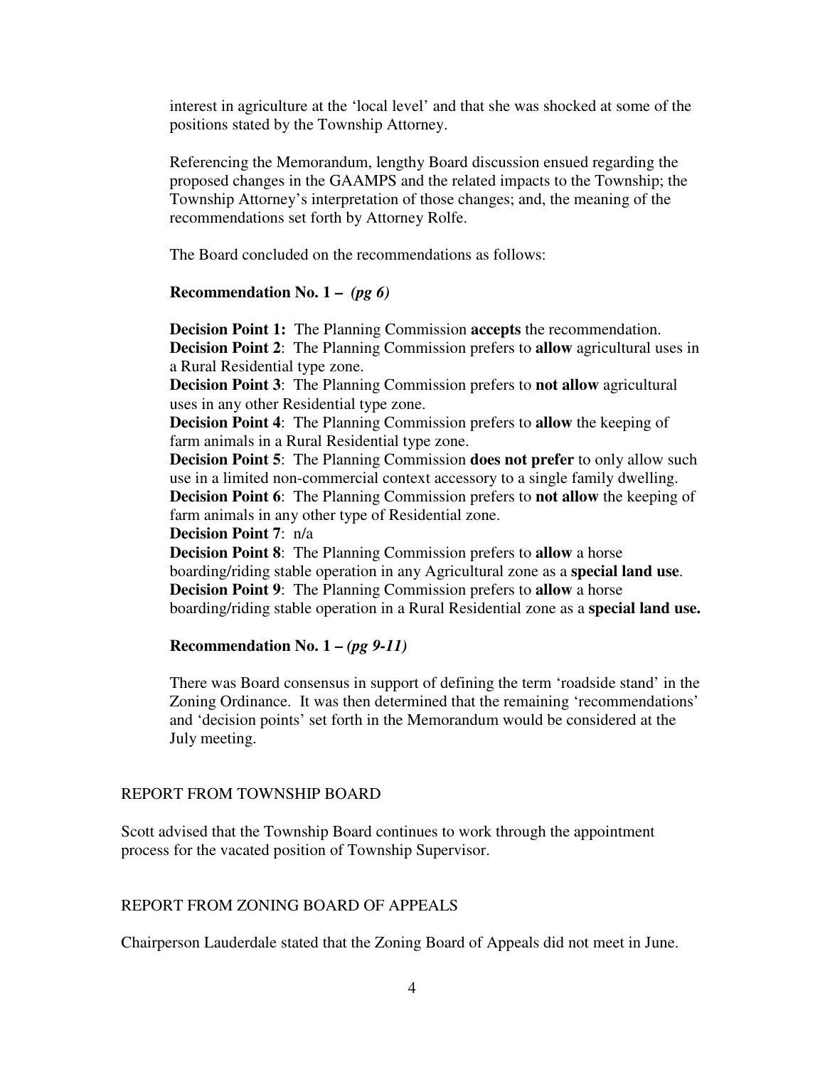interest in agriculture at the 'local level' and that she was shocked at some of the positions stated by the Township Attorney.

Referencing the Memorandum, lengthy Board discussion ensued regarding the proposed changes in the GAAMPS and the related impacts to the Township; the Township Attorney's interpretation of those changes; and, the meaning of the recommendations set forth by Attorney Rolfe.

The Board concluded on the recommendations as follows:

**Recommendation No. 1 –** ***(pg 6)***

**Decision Point 1:** The Planning Commission **accepts** the recommendation.
**Decision Point 2**: The Planning Commission prefers to **allow** agricultural uses in a Rural Residential type zone.
**Decision Point 3**: The Planning Commission prefers to **not allow** agricultural uses in any other Residential type zone.
**Decision Point 4**: The Planning Commission prefers to **allow** the keeping of farm animals in a Rural Residential type zone.
**Decision Point 5**: The Planning Commission **does not prefer** to only allow such use in a limited non-commercial context accessory to a single family dwelling.
**Decision Point 6**: The Planning Commission prefers to **not allow** the keeping of farm animals in any other type of Residential zone.
**Decision Point 7**: n/a
**Decision Point 8**: The Planning Commission prefers to **allow** a horse boarding/riding stable operation in any Agricultural zone as a **special land use**.
**Decision Point 9**: The Planning Commission prefers to **allow** a horse boarding/riding stable operation in a Rural Residential zone as a **special land use.**

**Recommendation No. 1 –** ***(pg 9-11)***

There was Board consensus in support of defining the term 'roadside stand' in the Zoning Ordinance. It was then determined that the remaining 'recommendations' and 'decision points' set forth in the Memorandum would be considered at the July meeting.

## REPORT FROM TOWNSHIP BOARD

Scott advised that the Township Board continues to work through the appointment process for the vacated position of Township Supervisor.

## REPORT FROM ZONING BOARD OF APPEALS

Chairperson Lauderdale stated that the Zoning Board of Appeals did not meet in June.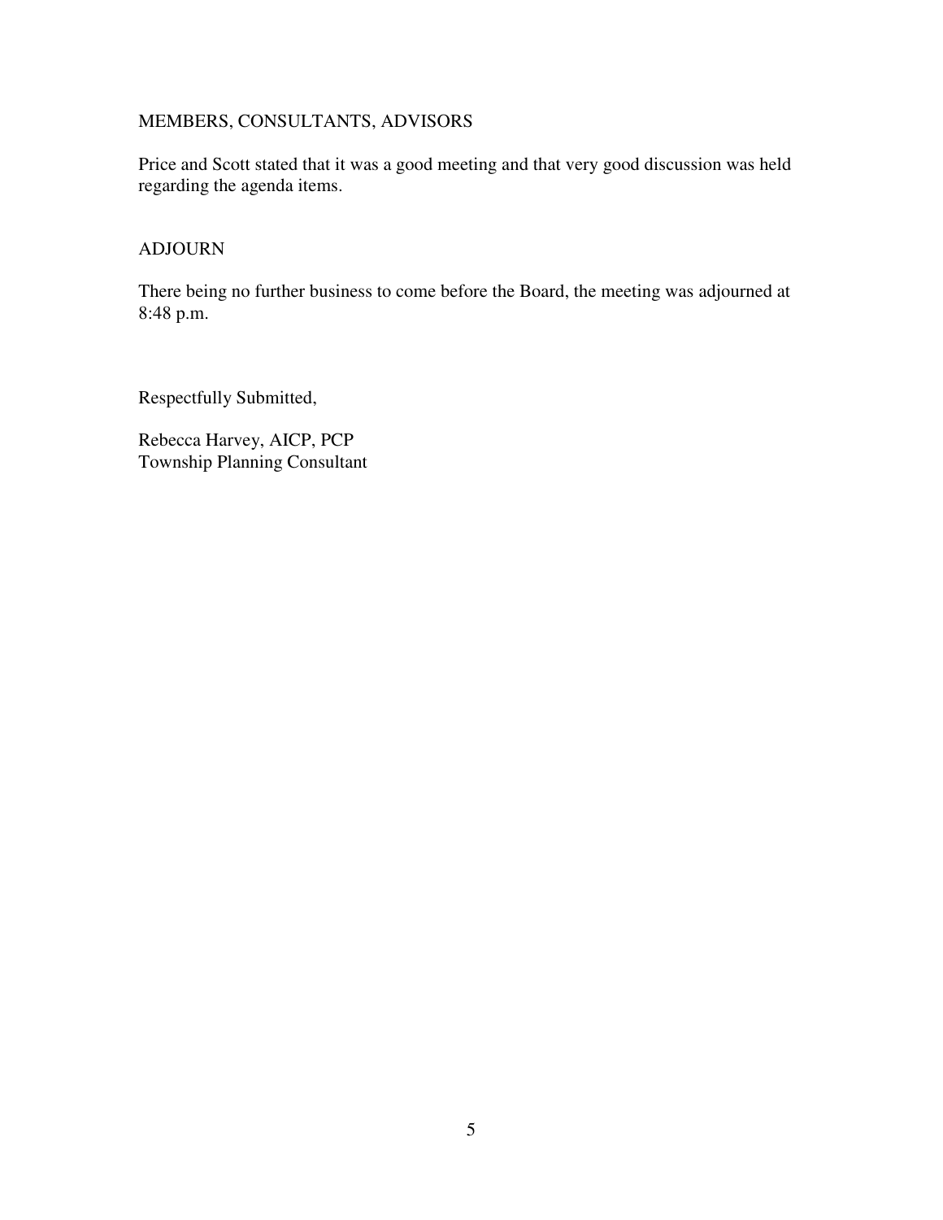## MEMBERS, CONSULTANTS, ADVISORS

Price and Scott stated that it was a good meeting and that very good discussion was held regarding the agenda items.

## ADJOURN

There being no further business to come before the Board, the meeting was adjourned at 8:48 p.m.

Respectfully Submitted,

Rebecca Harvey, AICP, PCP
Township Planning Consultant